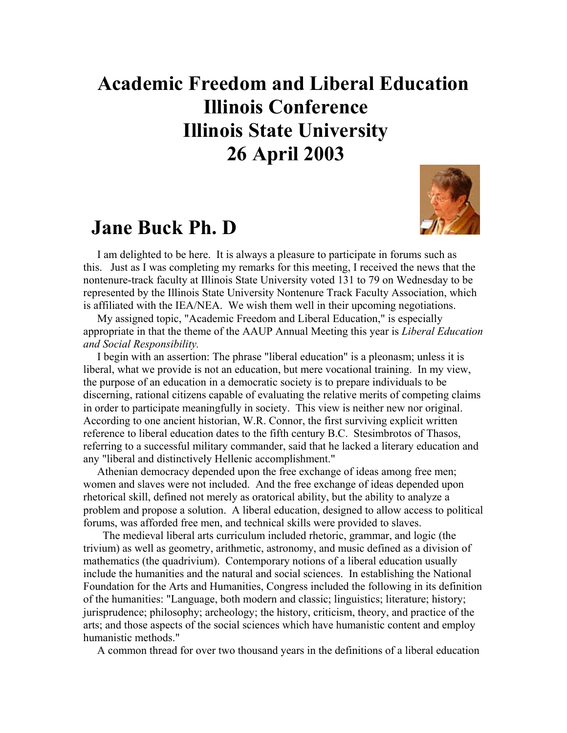# Academic Freedom and Liberal Education
# Illinois Conference
# Illinois State University
# 26 April 2003

## Jane Buck Ph. D

I am delighted to be here. It is always a pleasure to participate in forums such as this. Just as I was completing my remarks for this meeting, I received the news that the nontenure-track faculty at Illinois State University voted 131 to 79 on Wednesday to be represented by the Illinois State University Nontenure Track Faculty Association, which is affiliated with the IEA/NEA. We wish them well in their upcoming negotiations.

My assigned topic, "Academic Freedom and Liberal Education," is especially appropriate in that the theme of the AAUP Annual Meeting this year is *Liberal Education and Social Responsibility.*

I begin with an assertion: The phrase "liberal education" is a pleonasm; unless it is liberal, what we provide is not an education, but mere vocational training. In my view, the purpose of an education in a democratic society is to prepare individuals to be discerning, rational citizens capable of evaluating the relative merits of competing claims in order to participate meaningfully in society. This view is neither new nor original. According to one ancient historian, W.R. Connor, the first surviving explicit written reference to liberal education dates to the fifth century B.C. Stesimbrotos of Thasos, referring to a successful military commander, said that he lacked a literary education and any "liberal and distinctively Hellenic accomplishment."

Athenian democracy depended upon the free exchange of ideas among free men; women and slaves were not included. And the free exchange of ideas depended upon rhetorical skill, defined not merely as oratorical ability, but the ability to analyze a problem and propose a solution. A liberal education, designed to allow access to political forums, was afforded free men, and technical skills were provided to slaves.

The medieval liberal arts curriculum included rhetoric, grammar, and logic (the trivium) as well as geometry, arithmetic, astronomy, and music defined as a division of mathematics (the quadrivium). Contemporary notions of a liberal education usually include the humanities and the natural and social sciences. In establishing the National Foundation for the Arts and Humanities, Congress included the following in its definition of the humanities: "Language, both modern and classic; linguistics; literature; history; jurisprudence; philosophy; archeology; the history, criticism, theory, and practice of the arts; and those aspects of the social sciences which have humanistic content and employ humanistic methods."

A common thread for over two thousand years in the definitions of a liberal education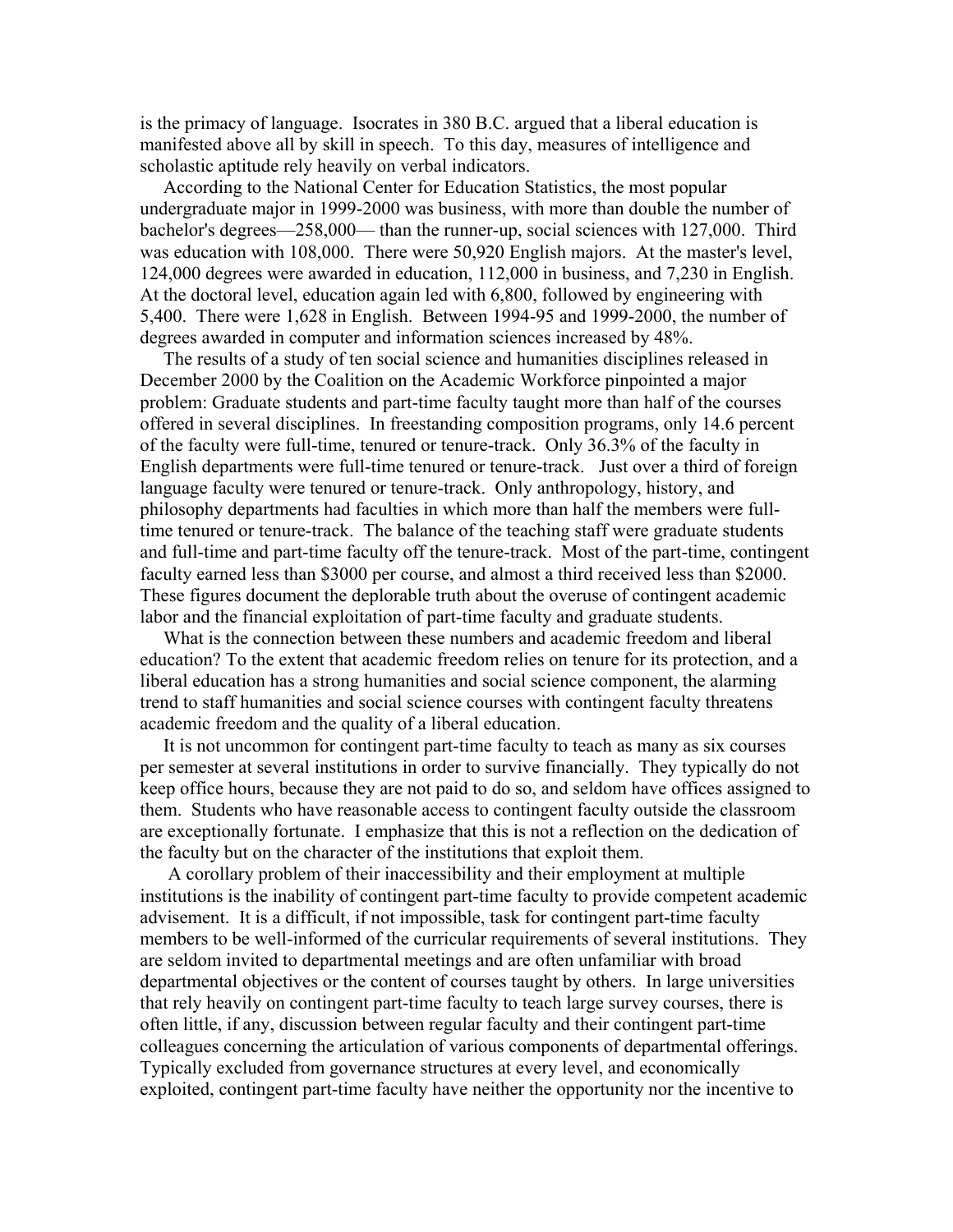is the primacy of language. Isocrates in 380 B.C. argued that a liberal education is manifested above all by skill in speech. To this day, measures of intelligence and scholastic aptitude rely heavily on verbal indicators.

According to the National Center for Education Statistics, the most popular undergraduate major in 1999-2000 was business, with more than double the number of bachelor's degrees—258,000— than the runner-up, social sciences with 127,000. Third was education with 108,000. There were 50,920 English majors. At the master's level, 124,000 degrees were awarded in education, 112,000 in business, and 7,230 in English. At the doctoral level, education again led with 6,800, followed by engineering with 5,400. There were 1,628 in English. Between 1994-95 and 1999-2000, the number of degrees awarded in computer and information sciences increased by 48%.

The results of a study of ten social science and humanities disciplines released in December 2000 by the Coalition on the Academic Workforce pinpointed a major problem: Graduate students and part-time faculty taught more than half of the courses offered in several disciplines. In freestanding composition programs, only 14.6 percent of the faculty were full-time, tenured or tenure-track. Only 36.3% of the faculty in English departments were full-time tenured or tenure-track. Just over a third of foreign language faculty were tenured or tenure-track. Only anthropology, history, and philosophy departments had faculties in which more than half the members were full-time tenured or tenure-track. The balance of the teaching staff were graduate students and full-time and part-time faculty off the tenure-track. Most of the part-time, contingent faculty earned less than $3000 per course, and almost a third received less than $2000. These figures document the deplorable truth about the overuse of contingent academic labor and the financial exploitation of part-time faculty and graduate students.

What is the connection between these numbers and academic freedom and liberal education? To the extent that academic freedom relies on tenure for its protection, and a liberal education has a strong humanities and social science component, the alarming trend to staff humanities and social science courses with contingent faculty threatens academic freedom and the quality of a liberal education.

It is not uncommon for contingent part-time faculty to teach as many as six courses per semester at several institutions in order to survive financially. They typically do not keep office hours, because they are not paid to do so, and seldom have offices assigned to them. Students who have reasonable access to contingent faculty outside the classroom are exceptionally fortunate. I emphasize that this is not a reflection on the dedication of the faculty but on the character of the institutions that exploit them.

A corollary problem of their inaccessibility and their employment at multiple institutions is the inability of contingent part-time faculty to provide competent academic advisement. It is a difficult, if not impossible, task for contingent part-time faculty members to be well-informed of the curricular requirements of several institutions. They are seldom invited to departmental meetings and are often unfamiliar with broad departmental objectives or the content of courses taught by others. In large universities that rely heavily on contingent part-time faculty to teach large survey courses, there is often little, if any, discussion between regular faculty and their contingent part-time colleagues concerning the articulation of various components of departmental offerings. Typically excluded from governance structures at every level, and economically exploited, contingent part-time faculty have neither the opportunity nor the incentive to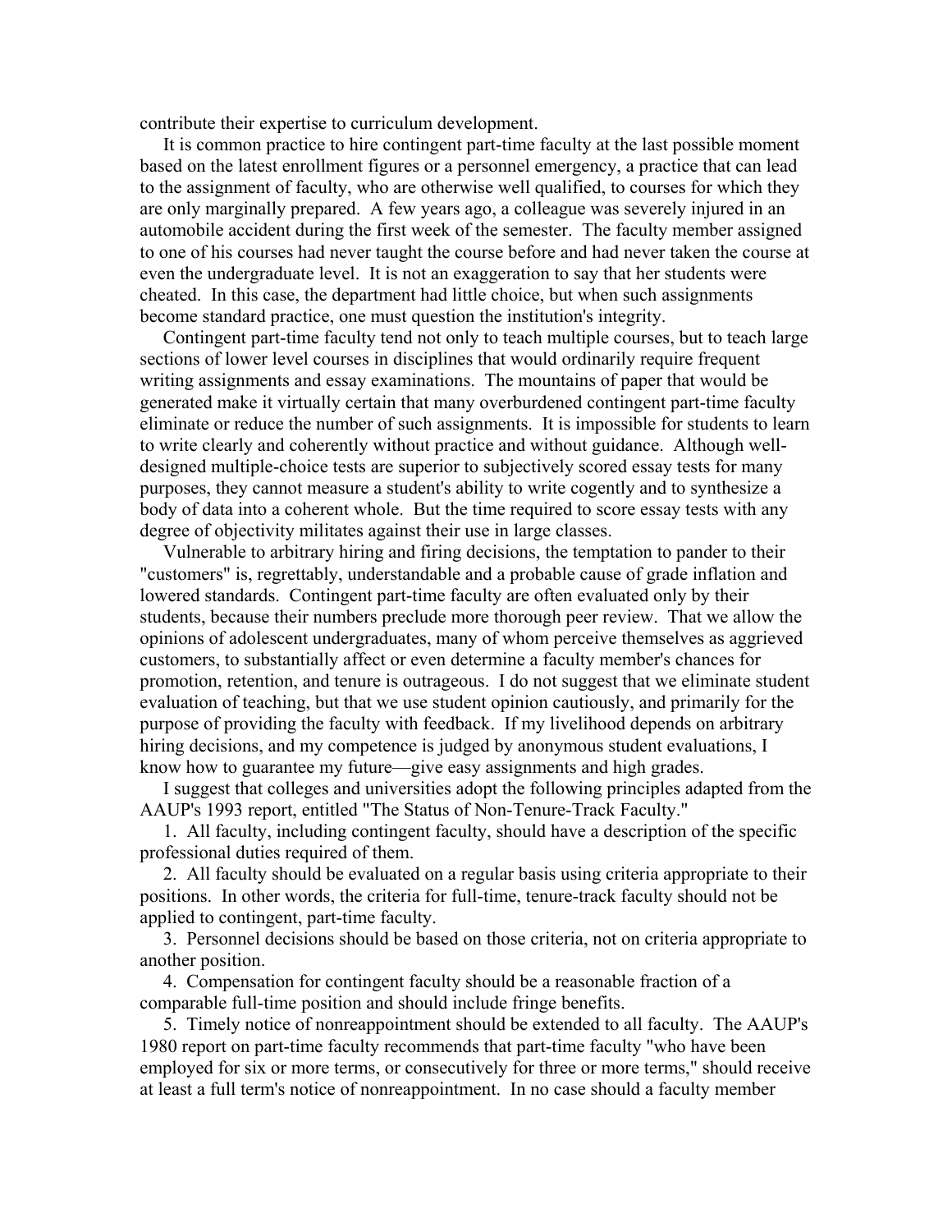contribute their expertise to curriculum development.

It is common practice to hire contingent part-time faculty at the last possible moment based on the latest enrollment figures or a personnel emergency, a practice that can lead to the assignment of faculty, who are otherwise well qualified, to courses for which they are only marginally prepared. A few years ago, a colleague was severely injured in an automobile accident during the first week of the semester. The faculty member assigned to one of his courses had never taught the course before and had never taken the course at even the undergraduate level. It is not an exaggeration to say that her students were cheated. In this case, the department had little choice, but when such assignments become standard practice, one must question the institution's integrity.

Contingent part-time faculty tend not only to teach multiple courses, but to teach large sections of lower level courses in disciplines that would ordinarily require frequent writing assignments and essay examinations. The mountains of paper that would be generated make it virtually certain that many overburdened contingent part-time faculty eliminate or reduce the number of such assignments. It is impossible for students to learn to write clearly and coherently without practice and without guidance. Although well-designed multiple-choice tests are superior to subjectively scored essay tests for many purposes, they cannot measure a student's ability to write cogently and to synthesize a body of data into a coherent whole. But the time required to score essay tests with any degree of objectivity militates against their use in large classes.

Vulnerable to arbitrary hiring and firing decisions, the temptation to pander to their "customers" is, regrettably, understandable and a probable cause of grade inflation and lowered standards. Contingent part-time faculty are often evaluated only by their students, because their numbers preclude more thorough peer review. That we allow the opinions of adolescent undergraduates, many of whom perceive themselves as aggrieved customers, to substantially affect or even determine a faculty member's chances for promotion, retention, and tenure is outrageous. I do not suggest that we eliminate student evaluation of teaching, but that we use student opinion cautiously, and primarily for the purpose of providing the faculty with feedback. If my livelihood depends on arbitrary hiring decisions, and my competence is judged by anonymous student evaluations, I know how to guarantee my future—give easy assignments and high grades.

I suggest that colleges and universities adopt the following principles adapted from the AAUP's 1993 report, entitled "The Status of Non-Tenure-Track Faculty."

1. All faculty, including contingent faculty, should have a description of the specific professional duties required of them.
2. All faculty should be evaluated on a regular basis using criteria appropriate to their positions. In other words, the criteria for full-time, tenure-track faculty should not be applied to contingent, part-time faculty.
3. Personnel decisions should be based on those criteria, not on criteria appropriate to another position.
4. Compensation for contingent faculty should be a reasonable fraction of a comparable full-time position and should include fringe benefits.
5. Timely notice of nonreappointment should be extended to all faculty. The AAUP's 1980 report on part-time faculty recommends that part-time faculty "who have been employed for six or more terms, or consecutively for three or more terms," should receive at least a full term's notice of nonreappointment. In no case should a faculty member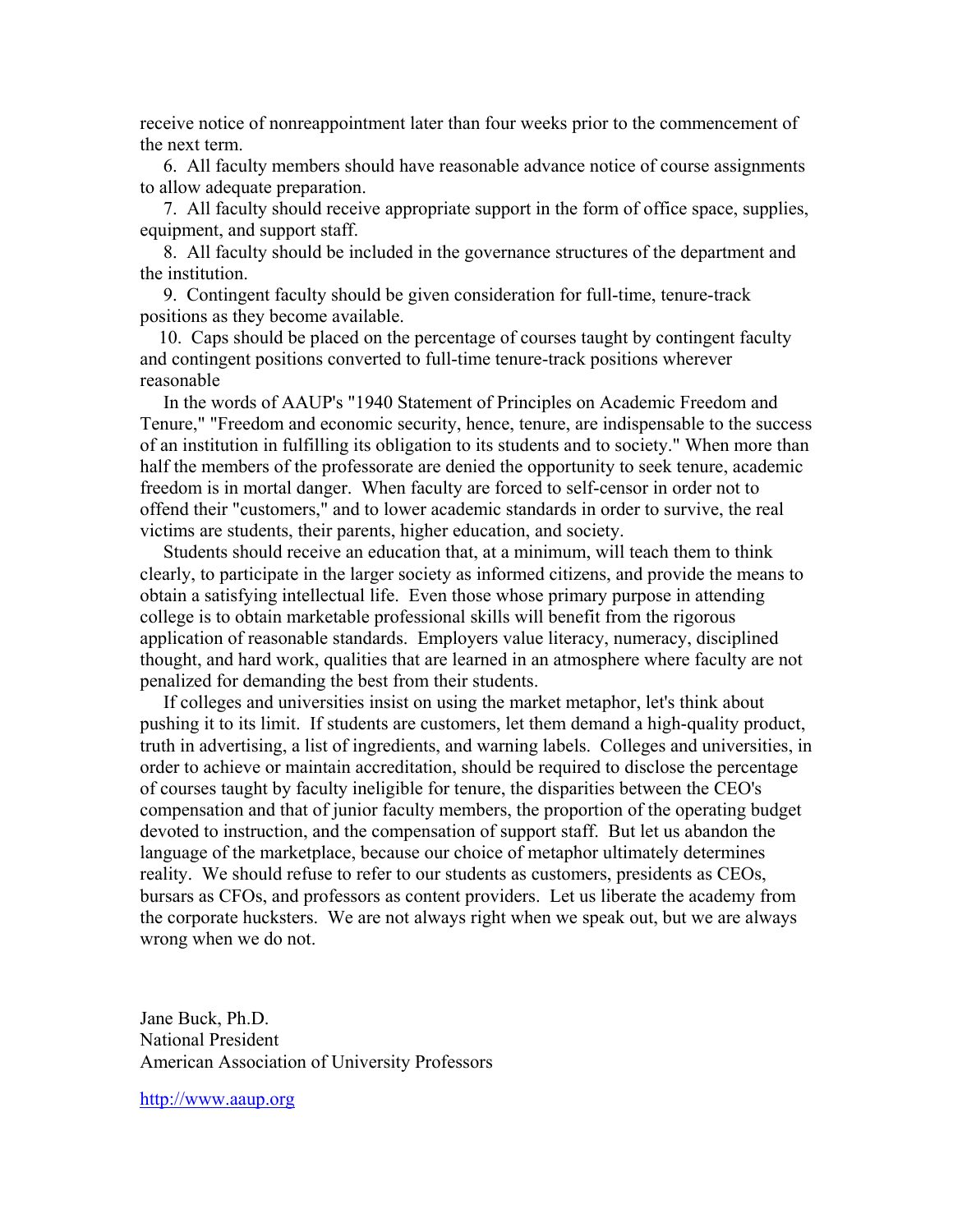receive notice of nonreappointment later than four weeks prior to the commencement of the next term.

6. All faculty members should have reasonable advance notice of course assignments to allow adequate preparation.

7. All faculty should receive appropriate support in the form of office space, supplies, equipment, and support staff.

8. All faculty should be included in the governance structures of the department and the institution.

9. Contingent faculty should be given consideration for full-time, tenure-track positions as they become available.

10. Caps should be placed on the percentage of courses taught by contingent faculty and contingent positions converted to full-time tenure-track positions wherever reasonable

In the words of AAUP's "1940 Statement of Principles on Academic Freedom and Tenure," "Freedom and economic security, hence, tenure, are indispensable to the success of an institution in fulfilling its obligation to its students and to society." When more than half the members of the professorate are denied the opportunity to seek tenure, academic freedom is in mortal danger. When faculty are forced to self-censor in order not to offend their "customers," and to lower academic standards in order to survive, the real victims are students, their parents, higher education, and society.

Students should receive an education that, at a minimum, will teach them to think clearly, to participate in the larger society as informed citizens, and provide the means to obtain a satisfying intellectual life. Even those whose primary purpose in attending college is to obtain marketable professional skills will benefit from the rigorous application of reasonable standards. Employers value literacy, numeracy, disciplined thought, and hard work, qualities that are learned in an atmosphere where faculty are not penalized for demanding the best from their students.

If colleges and universities insist on using the market metaphor, let's think about pushing it to its limit. If students are customers, let them demand a high-quality product, truth in advertising, a list of ingredients, and warning labels. Colleges and universities, in order to achieve or maintain accreditation, should be required to disclose the percentage of courses taught by faculty ineligible for tenure, the disparities between the CEO's compensation and that of junior faculty members, the proportion of the operating budget devoted to instruction, and the compensation of support staff. But let us abandon the language of the marketplace, because our choice of metaphor ultimately determines reality. We should refuse to refer to our students as customers, presidents as CEOs, bursars as CFOs, and professors as content providers. Let us liberate the academy from the corporate hucksters. We are not always right when we speak out, but we are always wrong when we do not.

Jane Buck, Ph.D.
National President
American Association of University Professors

http://www.aaup.org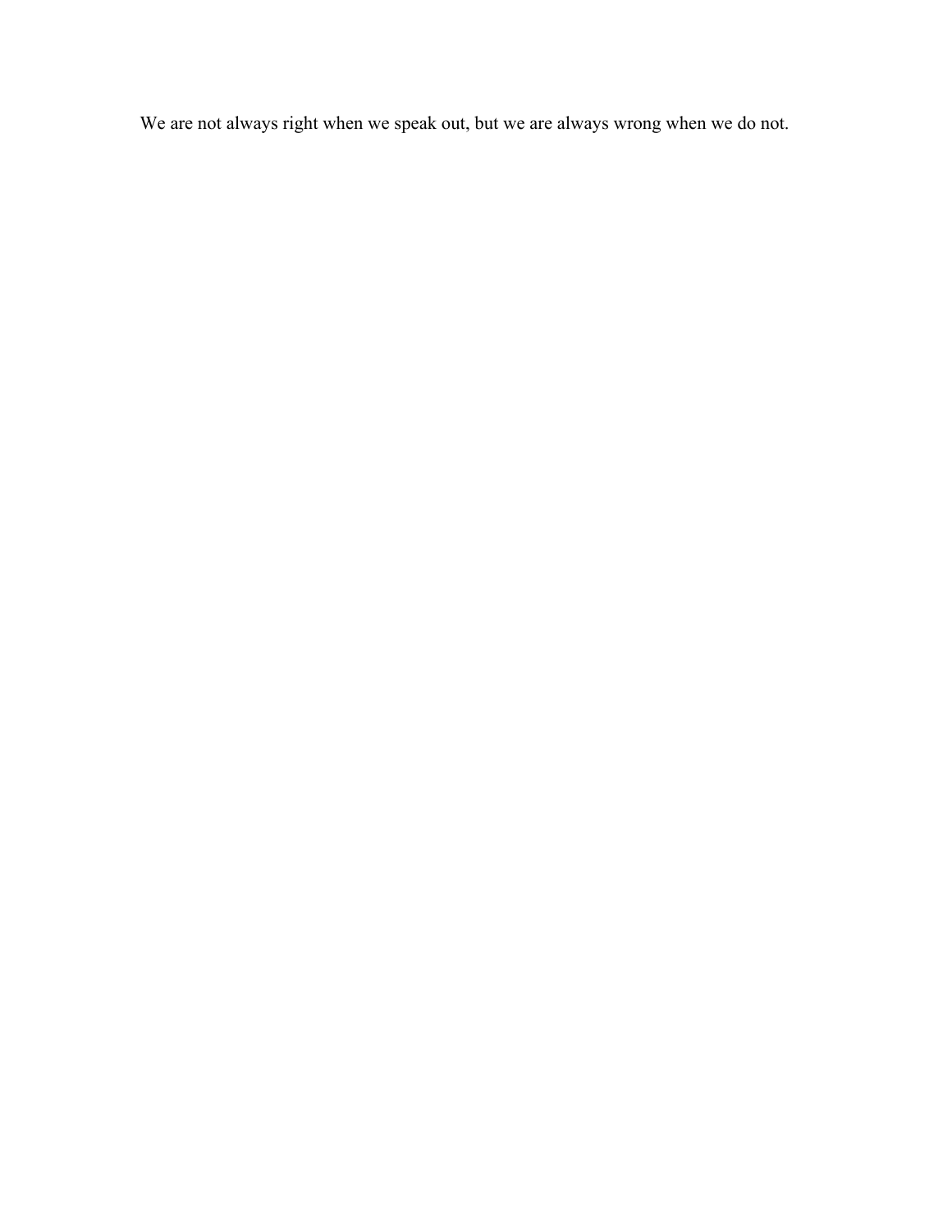We are not always right when we speak out, but we are always wrong when we do not.